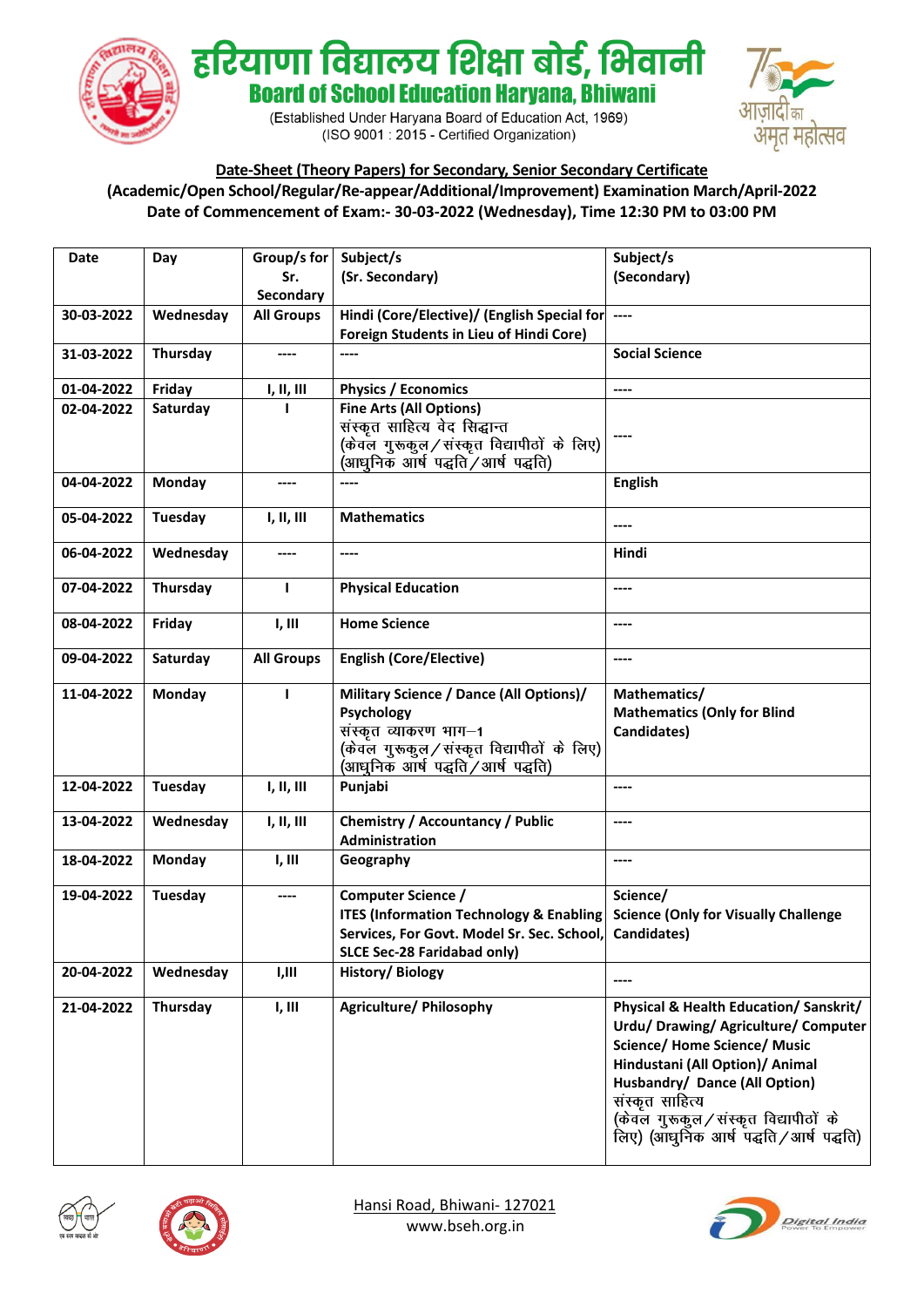# हरियाणा विद्यालय शिक्षा बोर्ड, भिवानी

## Board of School Education Haryana, Bhiwani

(Established Under Haryana Board of Education Act, 1969)
(ISO 9001 : 2015 - Certified Organization)

**Date-Sheet (Theory Papers) for Secondary, Senior Secondary Certificate**
**(Academic/Open School/Regular/Re-appear/Additional/Improvement) Examination March/April-2022**
**Date of Commencement of Exam:- 30-03-2022 (Wednesday), Time 12:30 PM to 03:00 PM**

| Date | Day | Group/s for Sr. Secondary | Subject/s (Sr. Secondary) | Subject/s (Secondary) |
|---|---|---|---|---|
| 30-03-2022 | Wednesday | All Groups | Hindi (Core/Elective)/ (English Special for Foreign Students in Lieu of Hindi Core) | ---- |
| 31-03-2022 | Thursday | ---- | ---- | Social Science |
| 01-04-2022 | Friday | I, II, III | Physics / Economics | ---- |
| 02-04-2022 | Saturday | I | Fine Arts (All Options)<br>संस्कृत साहित्य वेद सिद्धान्त<br>(केवल गुरूकुल/संस्कृत विद्यापीठों के लिए)<br>(आधुनिक आर्ष पद्धति/आर्ष पद्धति) | ---- |
| 04-04-2022 | Monday | ---- | ---- | English |
| 05-04-2022 | Tuesday | I, II, III | Mathematics | ---- |
| 06-04-2022 | Wednesday | ---- | ---- | Hindi |
| 07-04-2022 | Thursday | I | Physical Education | ---- |
| 08-04-2022 | Friday | I, III | Home Science | ---- |
| 09-04-2022 | Saturday | All Groups | English (Core/Elective) | ---- |
| 11-04-2022 | Monday | I | Military Science / Dance (All Options)/ Psychology<br>संस्कृत व्याकरण भाग–1<br>(केवल गुरूकुल/संस्कृत विद्यापीठों के लिए)<br>(आधुनिक आर्ष पद्धति/आर्ष पद्धति) | Mathematics/<br>Mathematics (Only for Blind Candidates) |
| 12-04-2022 | Tuesday | I, II, III | Punjabi | ---- |
| 13-04-2022 | Wednesday | I, II, III | Chemistry / Accountancy / Public Administration | ---- |
| 18-04-2022 | Monday | I, III | Geography | ---- |
| 19-04-2022 | Tuesday | ---- | Computer Science /<br>ITES (Information Technology & Enabling Services, For Govt. Model Sr. Sec. School, SLCE Sec-28 Faridabad only) | Science/<br>Science (Only for Visually Challenge Candidates) |
| 20-04-2022 | Wednesday | I,III | History/ Biology | ---- |
| 21-04-2022 | Thursday | I, III | Agriculture/ Philosophy | Physical & Health Education/ Sanskrit/ Urdu/ Drawing/ Agriculture/ Computer Science/ Home Science/ Music Hindustani (All Option)/ Animal Husbandry/ Dance (All Option)<br>संस्कृत साहित्य<br>(केवल गुरूकुल/संस्कृत विद्यापीठों के लिए) (आधुनिक आर्ष पद्धति/आर्ष पद्धति) |

Hansi Road, Bhiwani- 127021
www.bseh.org.in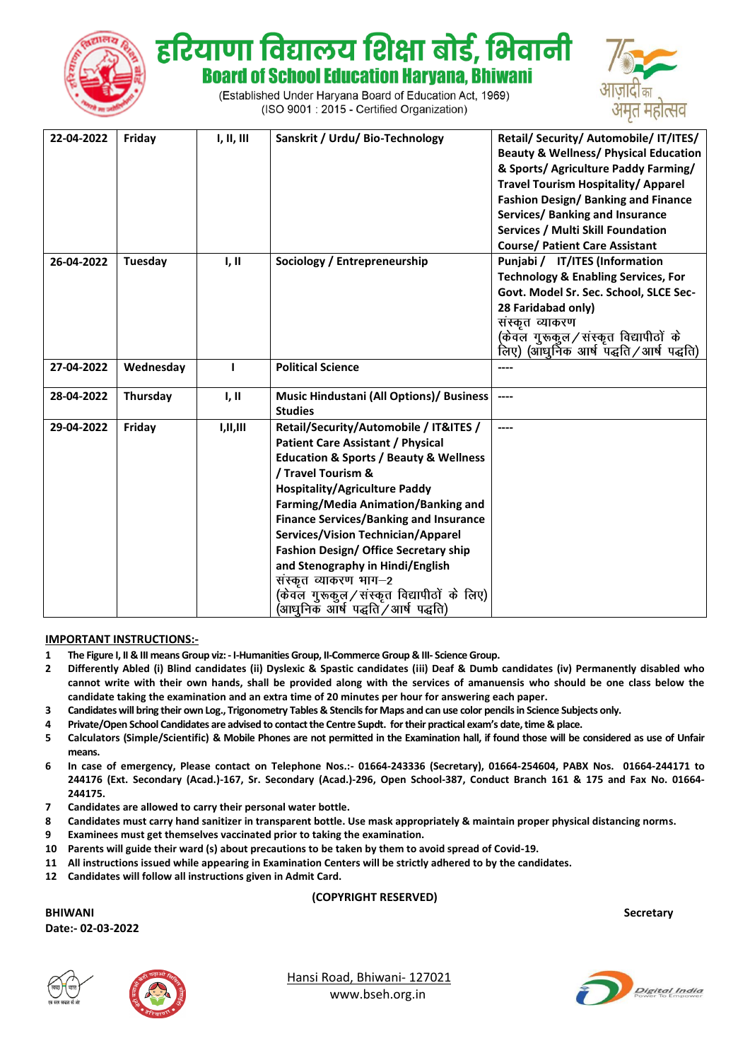# हरियाणा विद्यालय शिक्षा बोर्ड, भिवानी

## Board of School Education Haryana, Bhiwani

(Established Under Haryana Board of Education Act, 1969)
(ISO 9001 : 2015 - Certified Organization)

| | | | | |
|---|---|---|---|---|
| 22-04-2022 | Friday | I, II, III | Sanskrit / Urdu/ Bio-Technology | Retail/ Security/ Automobile/ IT/ITES/ Beauty & Wellness/ Physical Education & Sports/ Agriculture Paddy Farming/ Travel Tourism Hospitality/ Apparel Fashion Design/ Banking and Finance Services/ Banking and Insurance Services / Multi Skill Foundation Course/ Patient Care Assistant |
| 26-04-2022 | Tuesday | I, II | Sociology / Entrepreneurship | Punjabi / IT/ITES (Information Technology & Enabling Services, For Govt. Model Sr. Sec. School, SLCE Sec-28 Faridabad only) संस्कृत व्याकरण (केवल गुरूकुल/संस्कृत विद्यापीठों के लिए) (आधुनिक आर्ष पद्धति/आर्ष पद्धति) |
| 27-04-2022 | Wednesday | I | Political Science | ---- |
| 28-04-2022 | Thursday | I, II | Music Hindustani (All Options)/ Business Studies | ---- |
| 29-04-2022 | Friday | I,II,III | Retail/Security/Automobile / IT&ITES / Patient Care Assistant / Physical Education & Sports / Beauty & Wellness / Travel Tourism & Hospitality/Agriculture Paddy Farming/Media Animation/Banking and Finance Services/Banking and Insurance Services/Vision Technician/Apparel Fashion Design/ Office Secretary ship and Stenography in Hindi/English संस्कृत व्याकरण भाग–2 (केवल गुरूकुल/संस्कृत विद्यापीठों के लिए) (आधुनिक आर्ष पद्धति/आर्ष पद्धति) | ---- |

**IMPORTANT INSTRUCTIONS:-**

1. The Figure I, II & III means Group viz: - I-Humanities Group, II-Commerce Group & III- Science Group.
2. Differently Abled (i) Blind candidates (ii) Dyslexic & Spastic candidates (iii) Deaf & Dumb candidates (iv) Permanently disabled who cannot write with their own hands, shall be provided along with the services of amanuensis who should be one class below the candidate taking the examination and an extra time of 20 minutes per hour for answering each paper.
3. Candidates will bring their own Log., Trigonometry Tables & Stencils for Maps and can use color pencils in Science Subjects only.
4. Private/Open School Candidates are advised to contact the Centre Supdt. for their practical exam's date, time & place.
5. Calculators (Simple/Scientific) & Mobile Phones are not permitted in the Examination hall, if found those will be considered as use of Unfair means.
6. In case of emergency, Please contact on Telephone Nos.:- 01664-243336 (Secretary), 01664-254604, PABX Nos. 01664-244171 to 244176 (Ext. Secondary (Acad.)-167, Sr. Secondary (Acad.)-296, Open School-387, Conduct Branch 161 & 175 and Fax No. 01664-244175.
7. Candidates are allowed to carry their personal water bottle.
8. Candidates must carry hand sanitizer in transparent bottle. Use mask appropriately & maintain proper physical distancing norms.
9. Examinees must get themselves vaccinated prior to taking the examination.
10. Parents will guide their ward (s) about precautions to be taken by them to avoid spread of Covid-19.
11. All instructions issued while appearing in Examination Centers will be strictly adhered to by the candidates.
12. Candidates will follow all instructions given in Admit Card.

(COPYRIGHT RESERVED)

**BHIWANI**
**Date:- 02-03-2022**

**Secretary**

Hansi Road, Bhiwani- 127021
www.bseh.org.in